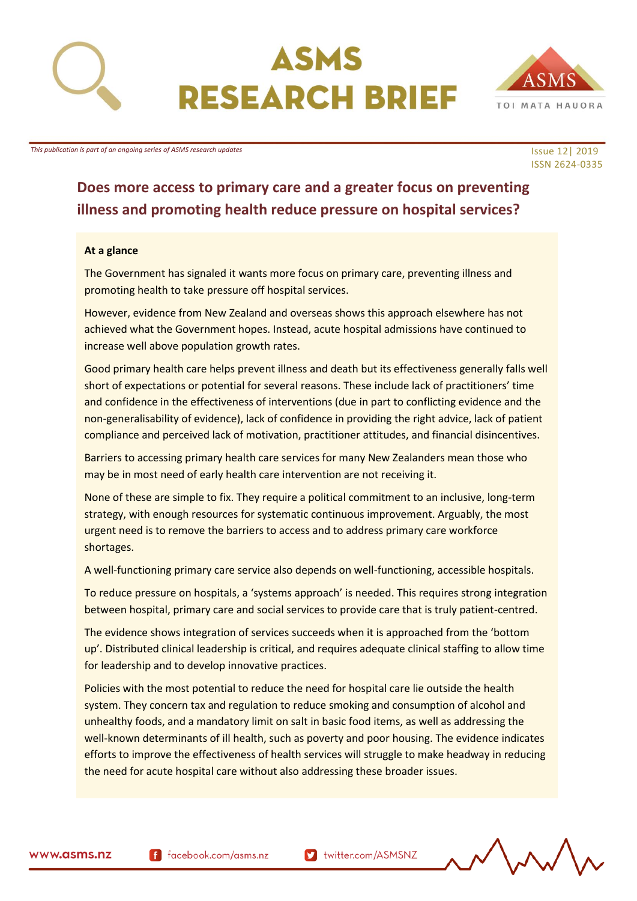# ASMS RESEARCH BRIEF

*This publication is part of an ongoing series of ASMS research updates*

Issue 12| 2019
ISSN 2624-0335

## Does more access to primary care and a greater focus on preventing illness and promoting health reduce pressure on hospital services?

**At a glance**

The Government has signaled it wants more focus on primary care, preventing illness and promoting health to take pressure off hospital services.

However, evidence from New Zealand and overseas shows this approach elsewhere has not achieved what the Government hopes. Instead, acute hospital admissions have continued to increase well above population growth rates.

Good primary health care helps prevent illness and death but its effectiveness generally falls well short of expectations or potential for several reasons. These include lack of practitioners' time and confidence in the effectiveness of interventions (due in part to conflicting evidence and the non-generalisability of evidence), lack of confidence in providing the right advice, lack of patient compliance and perceived lack of motivation, practitioner attitudes, and financial disincentives.

Barriers to accessing primary health care services for many New Zealanders mean those who may be in most need of early health care intervention are not receiving it.

None of these are simple to fix. They require a political commitment to an inclusive, long-term strategy, with enough resources for systematic continuous improvement. Arguably, the most urgent need is to remove the barriers to access and to address primary care workforce shortages.

A well-functioning primary care service also depends on well-functioning, accessible hospitals.

To reduce pressure on hospitals, a 'systems approach' is needed. This requires strong integration between hospital, primary care and social services to provide care that is truly patient-centred.

The evidence shows integration of services succeeds when it is approached from the 'bottom up'. Distributed clinical leadership is critical, and requires adequate clinical staffing to allow time for leadership and to develop innovative practices.

Policies with the most potential to reduce the need for hospital care lie outside the health system. They concern tax and regulation to reduce smoking and consumption of alcohol and unhealthy foods, and a mandatory limit on salt in basic food items, as well as addressing the well-known determinants of ill health, such as poverty and poor housing. The evidence indicates efforts to improve the effectiveness of health services will struggle to make headway in reducing the need for acute hospital care without also addressing these broader issues.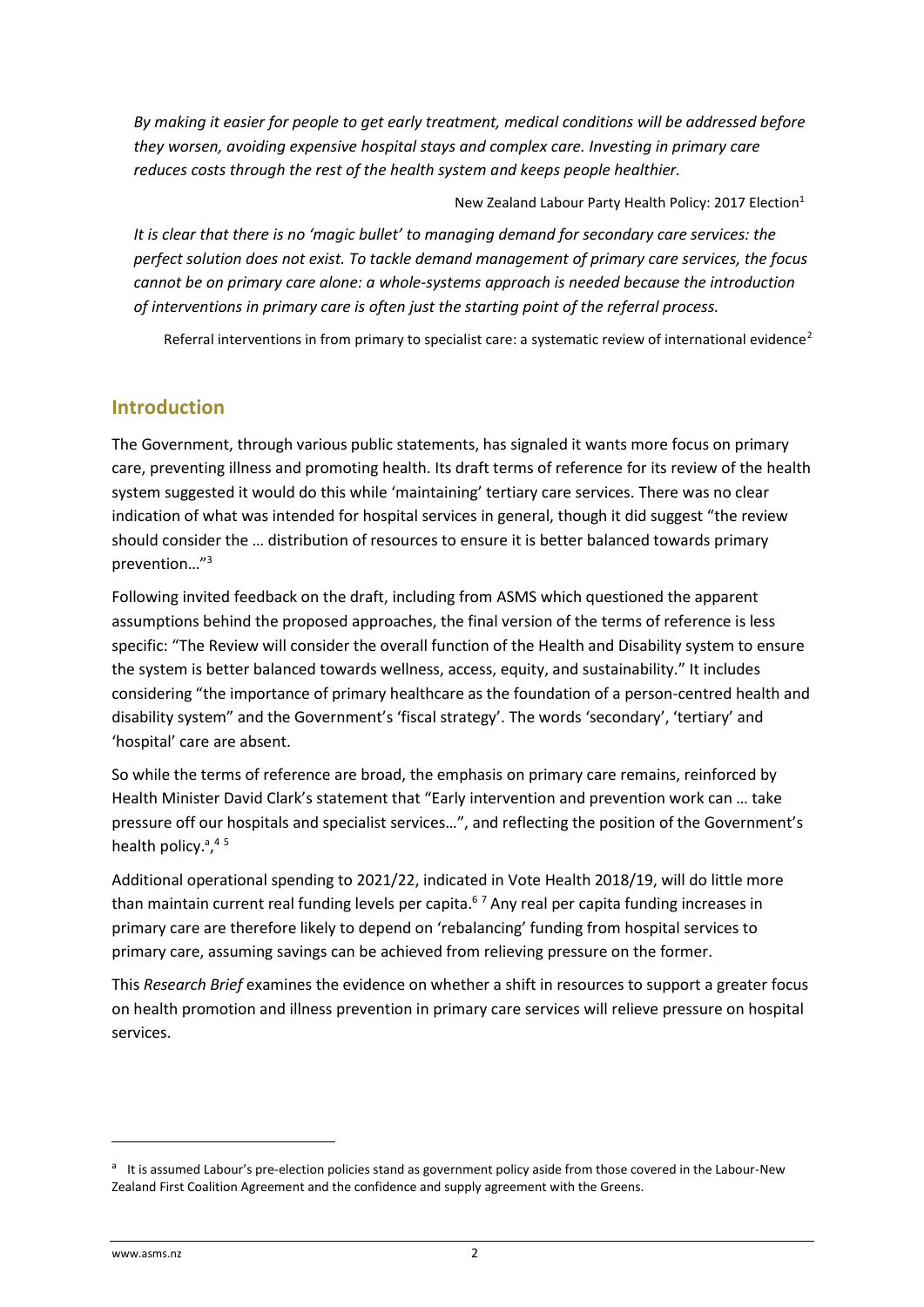*By making it easier for people to get early treatment, medical conditions will be addressed before they worsen, avoiding expensive hospital stays and complex care. Investing in primary care reduces costs through the rest of the health system and keeps people healthier.*

New Zealand Labour Party Health Policy: 2017 Election[1]

*It is clear that there is no 'magic bullet' to managing demand for secondary care services: the perfect solution does not exist. To tackle demand management of primary care services, the focus cannot be on primary care alone: a whole-systems approach is needed because the introduction of interventions in primary care is often just the starting point of the referral process.*

Referral interventions in from primary to specialist care: a systematic review of international evidence[2]

## Introduction

The Government, through various public statements, has signaled it wants more focus on primary care, preventing illness and promoting health. Its draft terms of reference for its review of the health system suggested it would do this while 'maintaining' tertiary care services. There was no clear indication of what was intended for hospital services in general, though it did suggest "the review should consider the … distribution of resources to ensure it is better balanced towards primary prevention…"[3]

Following invited feedback on the draft, including from ASMS which questioned the apparent assumptions behind the proposed approaches, the final version of the terms of reference is less specific: "The Review will consider the overall function of the Health and Disability system to ensure the system is better balanced towards wellness, access, equity, and sustainability." It includes considering "the importance of primary healthcare as the foundation of a person-centred health and disability system" and the Government's 'fiscal strategy'. The words 'secondary', 'tertiary' and 'hospital' care are absent.

So while the terms of reference are broad, the emphasis on primary care remains, reinforced by Health Minister David Clark's statement that "Early intervention and prevention work can … take pressure off our hospitals and specialist services…", and reflecting the position of the Government's health policy.[a],[4 5]

Additional operational spending to 2021/22, indicated in Vote Health 2018/19, will do little more than maintain current real funding levels per capita.[6 7] Any real per capita funding increases in primary care are therefore likely to depend on 'rebalancing' funding from hospital services to primary care, assuming savings can be achieved from relieving pressure on the former.

This *Research Brief* examines the evidence on whether a shift in resources to support a greater focus on health promotion and illness prevention in primary care services will relieve pressure on hospital services.

[a] It is assumed Labour's pre-election policies stand as government policy aside from those covered in the Labour-New Zealand First Coalition Agreement and the confidence and supply agreement with the Greens.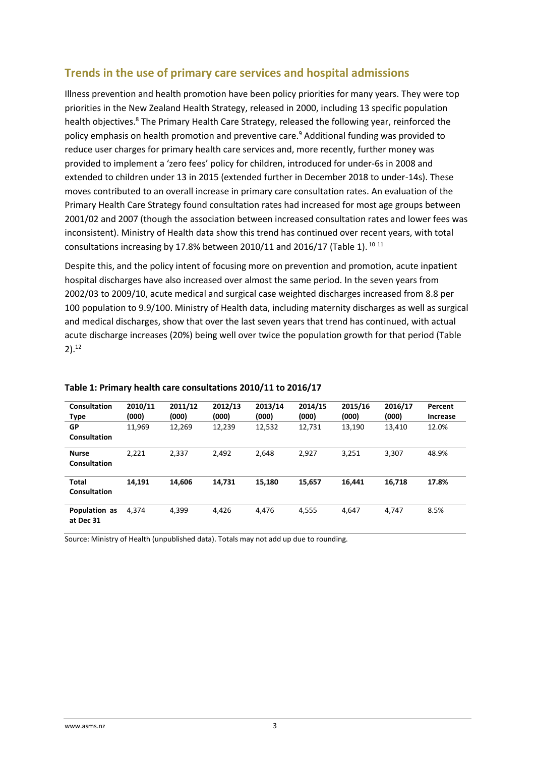## Trends in the use of primary care services and hospital admissions

Illness prevention and health promotion have been policy priorities for many years. They were top priorities in the New Zealand Health Strategy, released in 2000, including 13 specific population health objectives.[8] The Primary Health Care Strategy, released the following year, reinforced the policy emphasis on health promotion and preventive care.[9] Additional funding was provided to reduce user charges for primary health care services and, more recently, further money was provided to implement a 'zero fees' policy for children, introduced for under-6s in 2008 and extended to children under 13 in 2015 (extended further in December 2018 to under-14s). These moves contributed to an overall increase in primary care consultation rates. An evaluation of the Primary Health Care Strategy found consultation rates had increased for most age groups between 2001/02 and 2007 (though the association between increased consultation rates and lower fees was inconsistent). Ministry of Health data show this trend has continued over recent years, with total consultations increasing by 17.8% between 2010/11 and 2016/17 (Table 1).[10 11]

Despite this, and the policy intent of focusing more on prevention and promotion, acute inpatient hospital discharges have also increased over almost the same period. In the seven years from 2002/03 to 2009/10, acute medical and surgical case weighted discharges increased from 8.8 per 100 population to 9.9/100. Ministry of Health data, including maternity discharges as well as surgical and medical discharges, show that over the last seven years that trend has continued, with actual acute discharge increases (20%) being well over twice the population growth for that period (Table 2).[12]

**Table 1: Primary health care consultations 2010/11 to 2016/17**

| Consultation Type | 2010/11 (000) | 2011/12 (000) | 2012/13 (000) | 2013/14 (000) | 2014/15 (000) | 2015/16 (000) | 2016/17 (000) | Percent Increase |
|---|---|---|---|---|---|---|---|---|
| **GP Consultation** | 11,969 | 12,269 | 12,239 | 12,532 | 12,731 | 13,190 | 13,410 | 12.0% |
| **Nurse Consultation** | 2,221 | 2,337 | 2,492 | 2,648 | 2,927 | 3,251 | 3,307 | 48.9% |
| **Total Consultation** | **14,191** | **14,606** | **14,731** | **15,180** | **15,657** | **16,441** | **16,718** | **17.8%** |
| **Population as at Dec 31** | 4,374 | 4,399 | 4,426 | 4,476 | 4,555 | 4,647 | 4,747 | 8.5% |

Source: Ministry of Health (unpublished data). Totals may not add up due to rounding.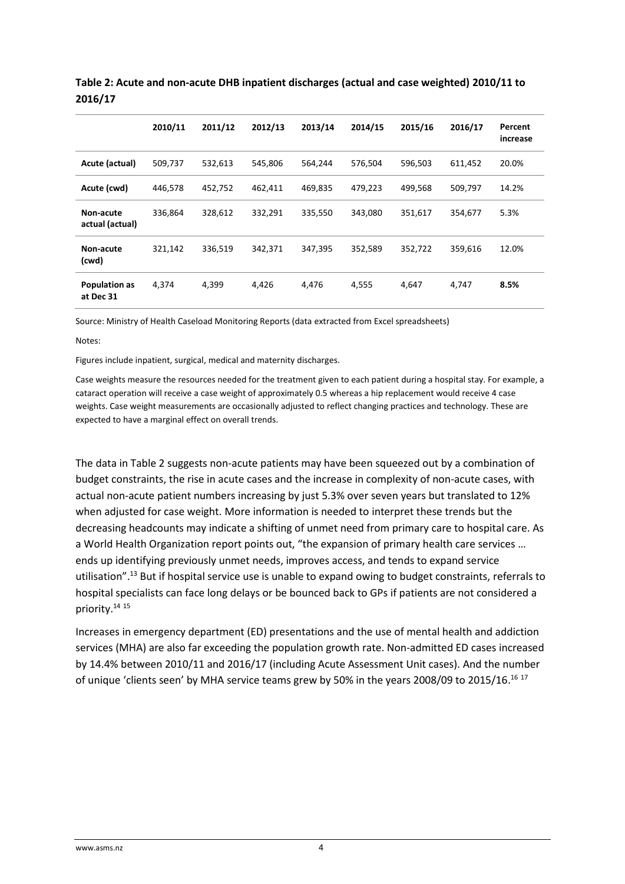**Table 2: Acute and non-acute DHB inpatient discharges (actual and case weighted) 2010/11 to 2016/17**

| | 2010/11 | 2011/12 | 2012/13 | 2013/14 | 2014/15 | 2015/16 | 2016/17 | Percent increase |
|---|---|---|---|---|---|---|---|---|
| **Acute (actual)** | 509,737 | 532,613 | 545,806 | 564,244 | 576,504 | 596,503 | 611,452 | 20.0% |
| **Acute (cwd)** | 446,578 | 452,752 | 462,411 | 469,835 | 479,223 | 499,568 | 509,797 | 14.2% |
| **Non-acute actual (actual)** | 336,864 | 328,612 | 332,291 | 335,550 | 343,080 | 351,617 | 354,677 | 5.3% |
| **Non-acute (cwd)** | 321,142 | 336,519 | 342,371 | 347,395 | 352,589 | 352,722 | 359,616 | 12.0% |
| **Population as at Dec 31** | 4,374 | 4,399 | 4,426 | 4,476 | 4,555 | 4,647 | 4,747 | **8.5%** |

Source: Ministry of Health Caseload Monitoring Reports (data extracted from Excel spreadsheets)

Notes:

Figures include inpatient, surgical, medical and maternity discharges.

Case weights measure the resources needed for the treatment given to each patient during a hospital stay. For example, a cataract operation will receive a case weight of approximately 0.5 whereas a hip replacement would receive 4 case weights. Case weight measurements are occasionally adjusted to reflect changing practices and technology. These are expected to have a marginal effect on overall trends.

The data in Table 2 suggests non-acute patients may have been squeezed out by a combination of budget constraints, the rise in acute cases and the increase in complexity of non-acute cases, with actual non-acute patient numbers increasing by just 5.3% over seven years but translated to 12% when adjusted for case weight. More information is needed to interpret these trends but the decreasing headcounts may indicate a shifting of unmet need from primary care to hospital care. As a World Health Organization report points out, "the expansion of primary health care services … ends up identifying previously unmet needs, improves access, and tends to expand service utilisation".[13] But if hospital service use is unable to expand owing to budget constraints, referrals to hospital specialists can face long delays or be bounced back to GPs if patients are not considered a priority.[14, 15]

Increases in emergency department (ED) presentations and the use of mental health and addiction services (MHA) are also far exceeding the population growth rate. Non-admitted ED cases increased by 14.4% between 2010/11 and 2016/17 (including Acute Assessment Unit cases). And the number of unique 'clients seen' by MHA service teams grew by 50% in the years 2008/09 to 2015/16.[16, 17]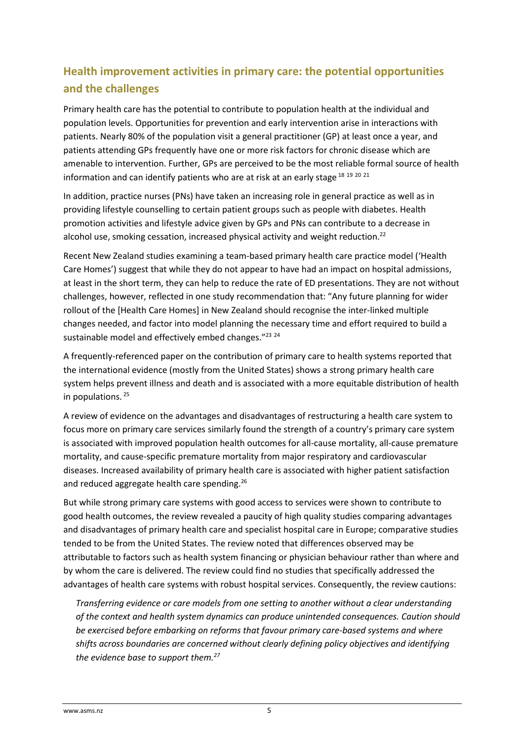## Health improvement activities in primary care: the potential opportunities and the challenges

Primary health care has the potential to contribute to population health at the individual and population levels. Opportunities for prevention and early intervention arise in interactions with patients. Nearly 80% of the population visit a general practitioner (GP) at least once a year, and patients attending GPs frequently have one or more risk factors for chronic disease which are amenable to intervention. Further, GPs are perceived to be the most reliable formal source of health information and can identify patients who are at risk at an early stage [18, 19, 20, 21]

In addition, practice nurses (PNs) have taken an increasing role in general practice as well as in providing lifestyle counselling to certain patient groups such as people with diabetes. Health promotion activities and lifestyle advice given by GPs and PNs can contribute to a decrease in alcohol use, smoking cessation, increased physical activity and weight reduction.[22]

Recent New Zealand studies examining a team-based primary health care practice model ('Health Care Homes') suggest that while they do not appear to have had an impact on hospital admissions, at least in the short term, they can help to reduce the rate of ED presentations. They are not without challenges, however, reflected in one study recommendation that: "Any future planning for wider rollout of the [Health Care Homes] in New Zealand should recognise the inter-linked multiple changes needed, and factor into model planning the necessary time and effort required to build a sustainable model and effectively embed changes."[23, 24]

A frequently-referenced paper on the contribution of primary care to health systems reported that the international evidence (mostly from the United States) shows a strong primary health care system helps prevent illness and death and is associated with a more equitable distribution of health in populations. [25]

A review of evidence on the advantages and disadvantages of restructuring a health care system to focus more on primary care services similarly found the strength of a country's primary care system is associated with improved population health outcomes for all-cause mortality, all-cause premature mortality, and cause-specific premature mortality from major respiratory and cardiovascular diseases. Increased availability of primary health care is associated with higher patient satisfaction and reduced aggregate health care spending.[26]

But while strong primary care systems with good access to services were shown to contribute to good health outcomes, the review revealed a paucity of high quality studies comparing advantages and disadvantages of primary health care and specialist hospital care in Europe; comparative studies tended to be from the United States. The review noted that differences observed may be attributable to factors such as health system financing or physician behaviour rather than where and by whom the care is delivered. The review could find no studies that specifically addressed the advantages of health care systems with robust hospital services. Consequently, the review cautions:

> *Transferring evidence or care models from one setting to another without a clear understanding of the context and health system dynamics can produce unintended consequences. Caution should be exercised before embarking on reforms that favour primary care-based systems and where shifts across boundaries are concerned without clearly defining policy objectives and identifying the evidence base to support them.*[27]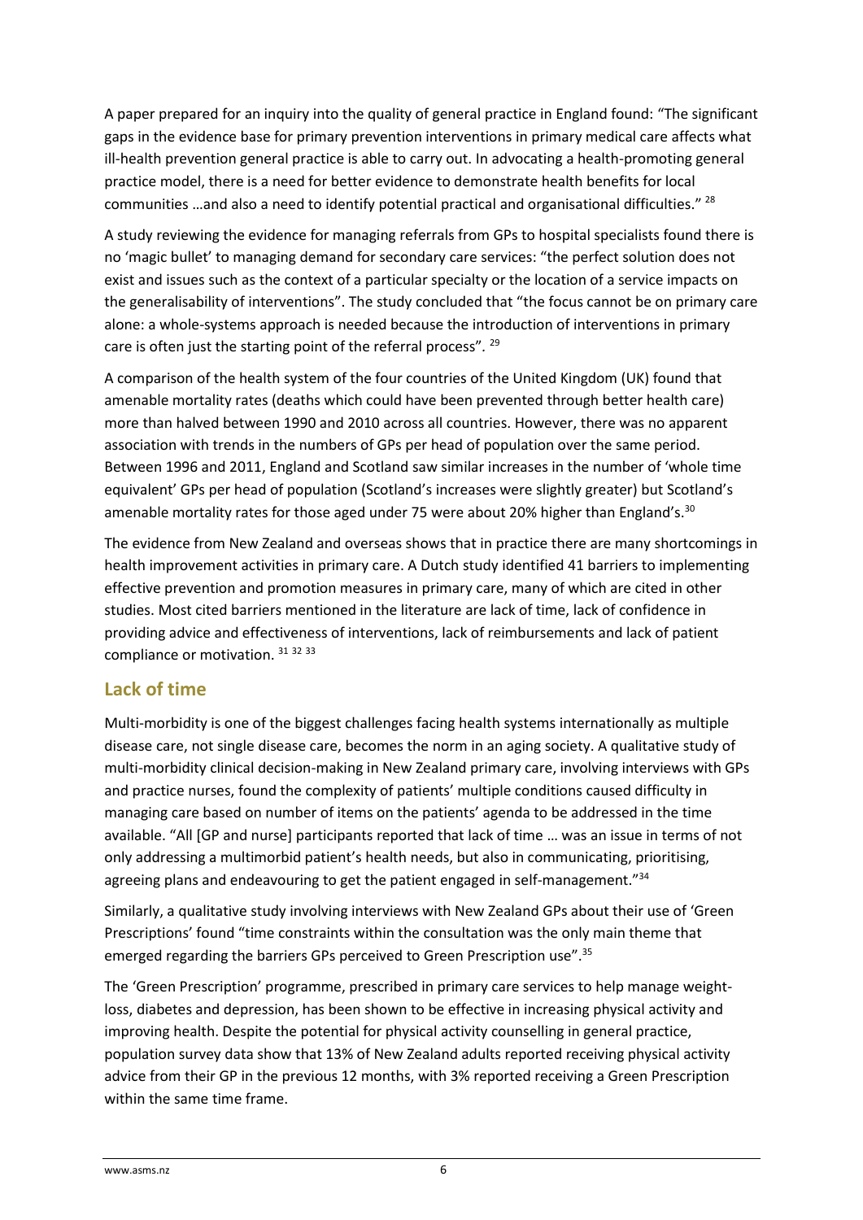A paper prepared for an inquiry into the quality of general practice in England found: "The significant gaps in the evidence base for primary prevention interventions in primary medical care affects what ill-health prevention general practice is able to carry out. In advocating a health-promoting general practice model, there is a need for better evidence to demonstrate health benefits for local communities …and also a need to identify potential practical and organisational difficulties." [28]

A study reviewing the evidence for managing referrals from GPs to hospital specialists found there is no 'magic bullet' to managing demand for secondary care services: "the perfect solution does not exist and issues such as the context of a particular specialty or the location of a service impacts on the generalisability of interventions". The study concluded that "the focus cannot be on primary care alone: a whole-systems approach is needed because the introduction of interventions in primary care is often just the starting point of the referral process". [29]

A comparison of the health system of the four countries of the United Kingdom (UK) found that amenable mortality rates (deaths which could have been prevented through better health care) more than halved between 1990 and 2010 across all countries. However, there was no apparent association with trends in the numbers of GPs per head of population over the same period. Between 1996 and 2011, England and Scotland saw similar increases in the number of 'whole time equivalent' GPs per head of population (Scotland's increases were slightly greater) but Scotland's amenable mortality rates for those aged under 75 were about 20% higher than England's.[30]

The evidence from New Zealand and overseas shows that in practice there are many shortcomings in health improvement activities in primary care. A Dutch study identified 41 barriers to implementing effective prevention and promotion measures in primary care, many of which are cited in other studies. Most cited barriers mentioned in the literature are lack of time, lack of confidence in providing advice and effectiveness of interventions, lack of reimbursements and lack of patient compliance or motivation. [31] [32] [33]

## Lack of time

Multi-morbidity is one of the biggest challenges facing health systems internationally as multiple disease care, not single disease care, becomes the norm in an aging society. A qualitative study of multi-morbidity clinical decision-making in New Zealand primary care, involving interviews with GPs and practice nurses, found the complexity of patients' multiple conditions caused difficulty in managing care based on number of items on the patients' agenda to be addressed in the time available. "All [GP and nurse] participants reported that lack of time … was an issue in terms of not only addressing a multimorbid patient's health needs, but also in communicating, prioritising, agreeing plans and endeavouring to get the patient engaged in self-management."[34]

Similarly, a qualitative study involving interviews with New Zealand GPs about their use of 'Green Prescriptions' found "time constraints within the consultation was the only main theme that emerged regarding the barriers GPs perceived to Green Prescription use".[35]

The 'Green Prescription' programme, prescribed in primary care services to help manage weight-loss, diabetes and depression, has been shown to be effective in increasing physical activity and improving health. Despite the potential for physical activity counselling in general practice, population survey data show that 13% of New Zealand adults reported receiving physical activity advice from their GP in the previous 12 months, with 3% reported receiving a Green Prescription within the same time frame.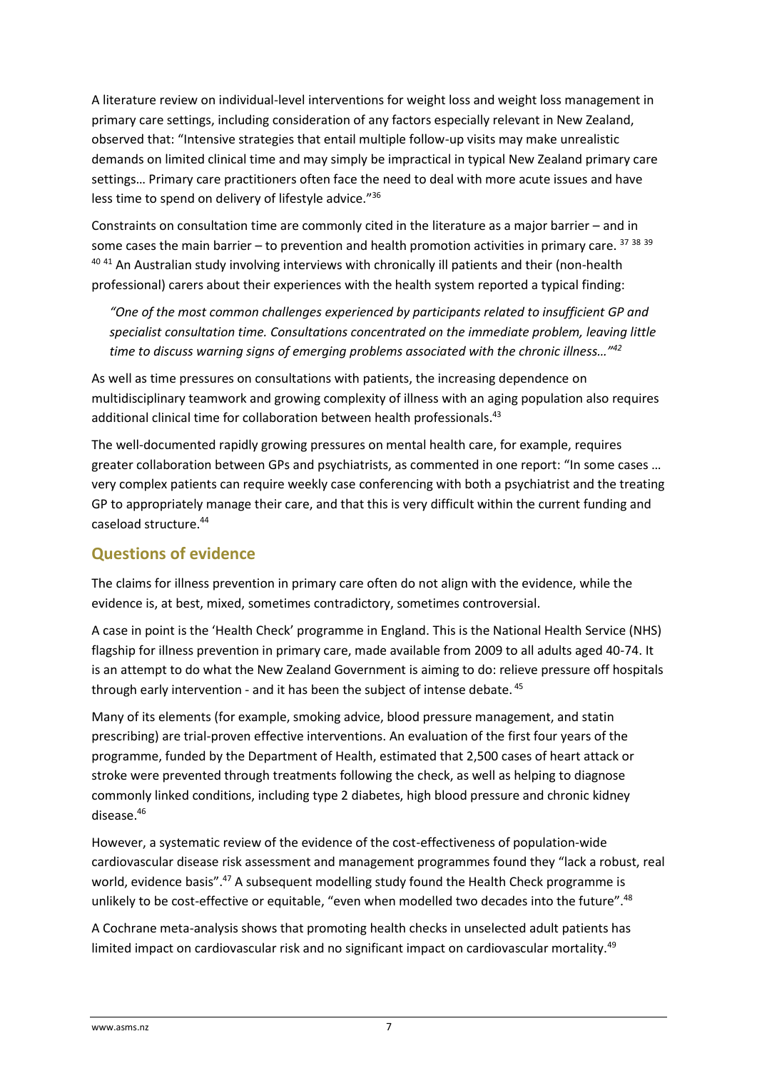A literature review on individual-level interventions for weight loss and weight loss management in primary care settings, including consideration of any factors especially relevant in New Zealand, observed that: "Intensive strategies that entail multiple follow-up visits may make unrealistic demands on limited clinical time and may simply be impractical in typical New Zealand primary care settings… Primary care practitioners often face the need to deal with more acute issues and have less time to spend on delivery of lifestyle advice."[36]

Constraints on consultation time are commonly cited in the literature as a major barrier – and in some cases the main barrier – to prevention and health promotion activities in primary care. [37 38 39 40 41] An Australian study involving interviews with chronically ill patients and their (non-health professional) carers about their experiences with the health system reported a typical finding:

> *"One of the most common challenges experienced by participants related to insufficient GP and specialist consultation time. Consultations concentrated on the immediate problem, leaving little time to discuss warning signs of emerging problems associated with the chronic illness…"[42]*

As well as time pressures on consultations with patients, the increasing dependence on multidisciplinary teamwork and growing complexity of illness with an aging population also requires additional clinical time for collaboration between health professionals.[43]

The well-documented rapidly growing pressures on mental health care, for example, requires greater collaboration between GPs and psychiatrists, as commented in one report: "In some cases … very complex patients can require weekly case conferencing with both a psychiatrist and the treating GP to appropriately manage their care, and that this is very difficult within the current funding and caseload structure.[44]

## Questions of evidence

The claims for illness prevention in primary care often do not align with the evidence, while the evidence is, at best, mixed, sometimes contradictory, sometimes controversial.

A case in point is the 'Health Check' programme in England. This is the National Health Service (NHS) flagship for illness prevention in primary care, made available from 2009 to all adults aged 40-74. It is an attempt to do what the New Zealand Government is aiming to do: relieve pressure off hospitals through early intervention - and it has been the subject of intense debate. [45]

Many of its elements (for example, smoking advice, blood pressure management, and statin prescribing) are trial-proven effective interventions. An evaluation of the first four years of the programme, funded by the Department of Health, estimated that 2,500 cases of heart attack or stroke were prevented through treatments following the check, as well as helping to diagnose commonly linked conditions, including type 2 diabetes, high blood pressure and chronic kidney disease.[46]

However, a systematic review of the evidence of the cost-effectiveness of population-wide cardiovascular disease risk assessment and management programmes found they "lack a robust, real world, evidence basis".[47] A subsequent modelling study found the Health Check programme is unlikely to be cost-effective or equitable, "even when modelled two decades into the future".[48]

A Cochrane meta-analysis shows that promoting health checks in unselected adult patients has limited impact on cardiovascular risk and no significant impact on cardiovascular mortality.[49]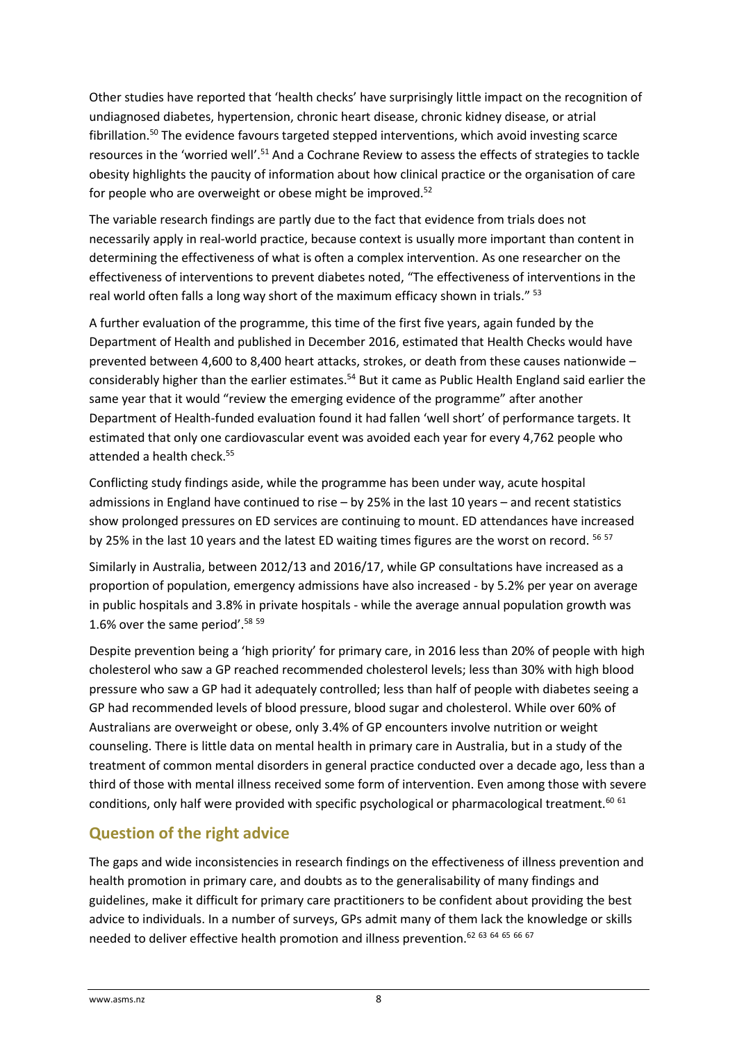Other studies have reported that 'health checks' have surprisingly little impact on the recognition of undiagnosed diabetes, hypertension, chronic heart disease, chronic kidney disease, or atrial fibrillation.[50] The evidence favours targeted stepped interventions, which avoid investing scarce resources in the 'worried well'.[51] And a Cochrane Review to assess the effects of strategies to tackle obesity highlights the paucity of information about how clinical practice or the organisation of care for people who are overweight or obese might be improved.[52]

The variable research findings are partly due to the fact that evidence from trials does not necessarily apply in real-world practice, because context is usually more important than content in determining the effectiveness of what is often a complex intervention. As one researcher on the effectiveness of interventions to prevent diabetes noted, "The effectiveness of interventions in the real world often falls a long way short of the maximum efficacy shown in trials." [53]

A further evaluation of the programme, this time of the first five years, again funded by the Department of Health and published in December 2016, estimated that Health Checks would have prevented between 4,600 to 8,400 heart attacks, strokes, or death from these causes nationwide – considerably higher than the earlier estimates.[54] But it came as Public Health England said earlier the same year that it would "review the emerging evidence of the programme" after another Department of Health-funded evaluation found it had fallen 'well short' of performance targets. It estimated that only one cardiovascular event was avoided each year for every 4,762 people who attended a health check.[55]

Conflicting study findings aside, while the programme has been under way, acute hospital admissions in England have continued to rise – by 25% in the last 10 years – and recent statistics show prolonged pressures on ED services are continuing to mount. ED attendances have increased by 25% in the last 10 years and the latest ED waiting times figures are the worst on record. [56] [57]

Similarly in Australia, between 2012/13 and 2016/17, while GP consultations have increased as a proportion of population, emergency admissions have also increased - by 5.2% per year on average in public hospitals and 3.8% in private hospitals - while the average annual population growth was 1.6% over the same period'.[58] [59]

Despite prevention being a 'high priority' for primary care, in 2016 less than 20% of people with high cholesterol who saw a GP reached recommended cholesterol levels; less than 30% with high blood pressure who saw a GP had it adequately controlled; less than half of people with diabetes seeing a GP had recommended levels of blood pressure, blood sugar and cholesterol. While over 60% of Australians are overweight or obese, only 3.4% of GP encounters involve nutrition or weight counseling. There is little data on mental health in primary care in Australia, but in a study of the treatment of common mental disorders in general practice conducted over a decade ago, less than a third of those with mental illness received some form of intervention. Even among those with severe conditions, only half were provided with specific psychological or pharmacological treatment.[60] [61]

## Question of the right advice

The gaps and wide inconsistencies in research findings on the effectiveness of illness prevention and health promotion in primary care, and doubts as to the generalisability of many findings and guidelines, make it difficult for primary care practitioners to be confident about providing the best advice to individuals. In a number of surveys, GPs admit many of them lack the knowledge or skills needed to deliver effective health promotion and illness prevention.[62] [63] [64] [65] [66] [67]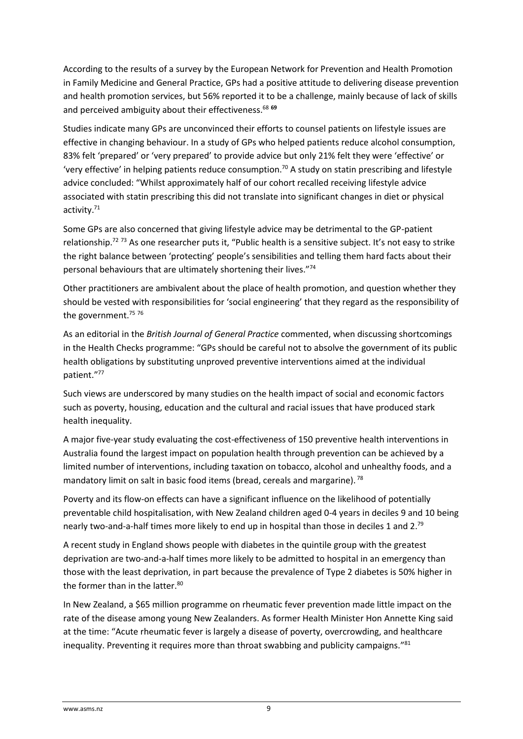According to the results of a survey by the European Network for Prevention and Health Promotion in Family Medicine and General Practice, GPs had a positive attitude to delivering disease prevention and health promotion services, but 56% reported it to be a challenge, mainly because of lack of skills and perceived ambiguity about their effectiveness.[68 69]

Studies indicate many GPs are unconvinced their efforts to counsel patients on lifestyle issues are effective in changing behaviour. In a study of GPs who helped patients reduce alcohol consumption, 83% felt 'prepared' or 'very prepared' to provide advice but only 21% felt they were 'effective' or 'very effective' in helping patients reduce consumption.[70] A study on statin prescribing and lifestyle advice concluded: "Whilst approximately half of our cohort recalled receiving lifestyle advice associated with statin prescribing this did not translate into significant changes in diet or physical activity.[71]

Some GPs are also concerned that giving lifestyle advice may be detrimental to the GP-patient relationship.[72 73] As one researcher puts it, "Public health is a sensitive subject. It's not easy to strike the right balance between 'protecting' people's sensibilities and telling them hard facts about their personal behaviours that are ultimately shortening their lives."[74]

Other practitioners are ambivalent about the place of health promotion, and question whether they should be vested with responsibilities for 'social engineering' that they regard as the responsibility of the government.[75 76]

As an editorial in the *British Journal of General Practice* commented, when discussing shortcomings in the Health Checks programme: "GPs should be careful not to absolve the government of its public health obligations by substituting unproved preventive interventions aimed at the individual patient."[77]

Such views are underscored by many studies on the health impact of social and economic factors such as poverty, housing, education and the cultural and racial issues that have produced stark health inequality.

A major five-year study evaluating the cost-effectiveness of 150 preventive health interventions in Australia found the largest impact on population health through prevention can be achieved by a limited number of interventions, including taxation on tobacco, alcohol and unhealthy foods, and a mandatory limit on salt in basic food items (bread, cereals and margarine).[78]

Poverty and its flow-on effects can have a significant influence on the likelihood of potentially preventable child hospitalisation, with New Zealand children aged 0-4 years in deciles 9 and 10 being nearly two-and-a-half times more likely to end up in hospital than those in deciles 1 and 2.[79]

A recent study in England shows people with diabetes in the quintile group with the greatest deprivation are two-and-a-half times more likely to be admitted to hospital in an emergency than those with the least deprivation, in part because the prevalence of Type 2 diabetes is 50% higher in the former than in the latter.[80]

In New Zealand, a $65 million programme on rheumatic fever prevention made little impact on the rate of the disease among young New Zealanders. As former Health Minister Hon Annette King said at the time: "Acute rheumatic fever is largely a disease of poverty, overcrowding, and healthcare inequality. Preventing it requires more than throat swabbing and publicity campaigns."[81]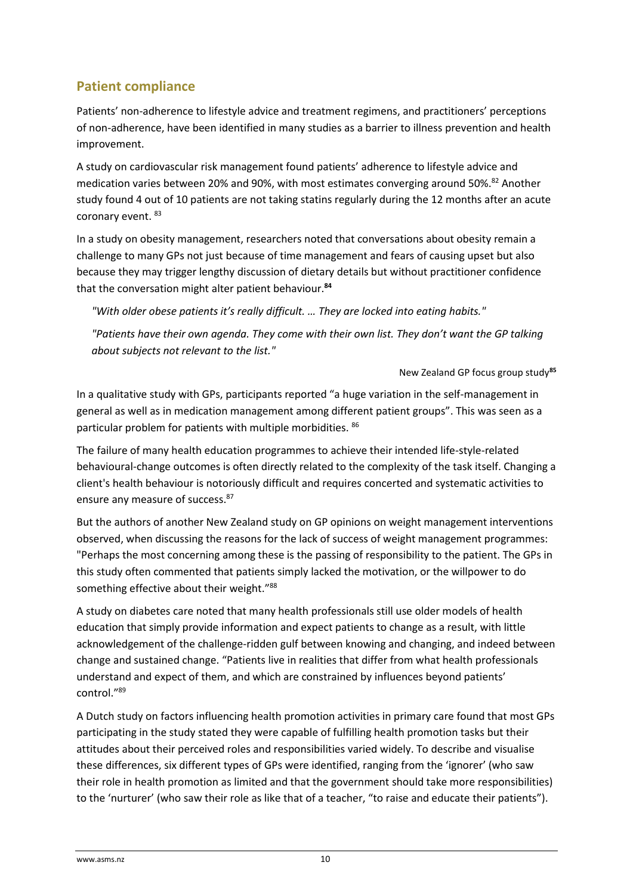## Patient compliance

Patients' non-adherence to lifestyle advice and treatment regimens, and practitioners' perceptions of non-adherence, have been identified in many studies as a barrier to illness prevention and health improvement.

A study on cardiovascular risk management found patients' adherence to lifestyle advice and medication varies between 20% and 90%, with most estimates converging around 50%.[82] Another study found 4 out of 10 patients are not taking statins regularly during the 12 months after an acute coronary event. [83]

In a study on obesity management, researchers noted that conversations about obesity remain a challenge to many GPs not just because of time management and fears of causing upset but also because they may trigger lengthy discussion of dietary details but without practitioner confidence that the conversation might alter patient behaviour.[84]

> *"With older obese patients it's really difficult. … They are locked into eating habits."*
>
> *"Patients have their own agenda. They come with their own list. They don't want the GP talking about subjects not relevant to the list."*

New Zealand GP focus group study[85]

In a qualitative study with GPs, participants reported "a huge variation in the self-management in general as well as in medication management among different patient groups". This was seen as a particular problem for patients with multiple morbidities. [86]

The failure of many health education programmes to achieve their intended life-style-related behavioural-change outcomes is often directly related to the complexity of the task itself. Changing a client's health behaviour is notoriously difficult and requires concerted and systematic activities to ensure any measure of success.[87]

But the authors of another New Zealand study on GP opinions on weight management interventions observed, when discussing the reasons for the lack of success of weight management programmes: "Perhaps the most concerning among these is the passing of responsibility to the patient. The GPs in this study often commented that patients simply lacked the motivation, or the willpower to do something effective about their weight."[88]

A study on diabetes care noted that many health professionals still use older models of health education that simply provide information and expect patients to change as a result, with little acknowledgement of the challenge-ridden gulf between knowing and changing, and indeed between change and sustained change. "Patients live in realities that differ from what health professionals understand and expect of them, and which are constrained by influences beyond patients' control."[89]

A Dutch study on factors influencing health promotion activities in primary care found that most GPs participating in the study stated they were capable of fulfilling health promotion tasks but their attitudes about their perceived roles and responsibilities varied widely. To describe and visualise these differences, six different types of GPs were identified, ranging from the 'ignorer' (who saw their role in health promotion as limited and that the government should take more responsibilities) to the 'nurturer' (who saw their role as like that of a teacher, "to raise and educate their patients").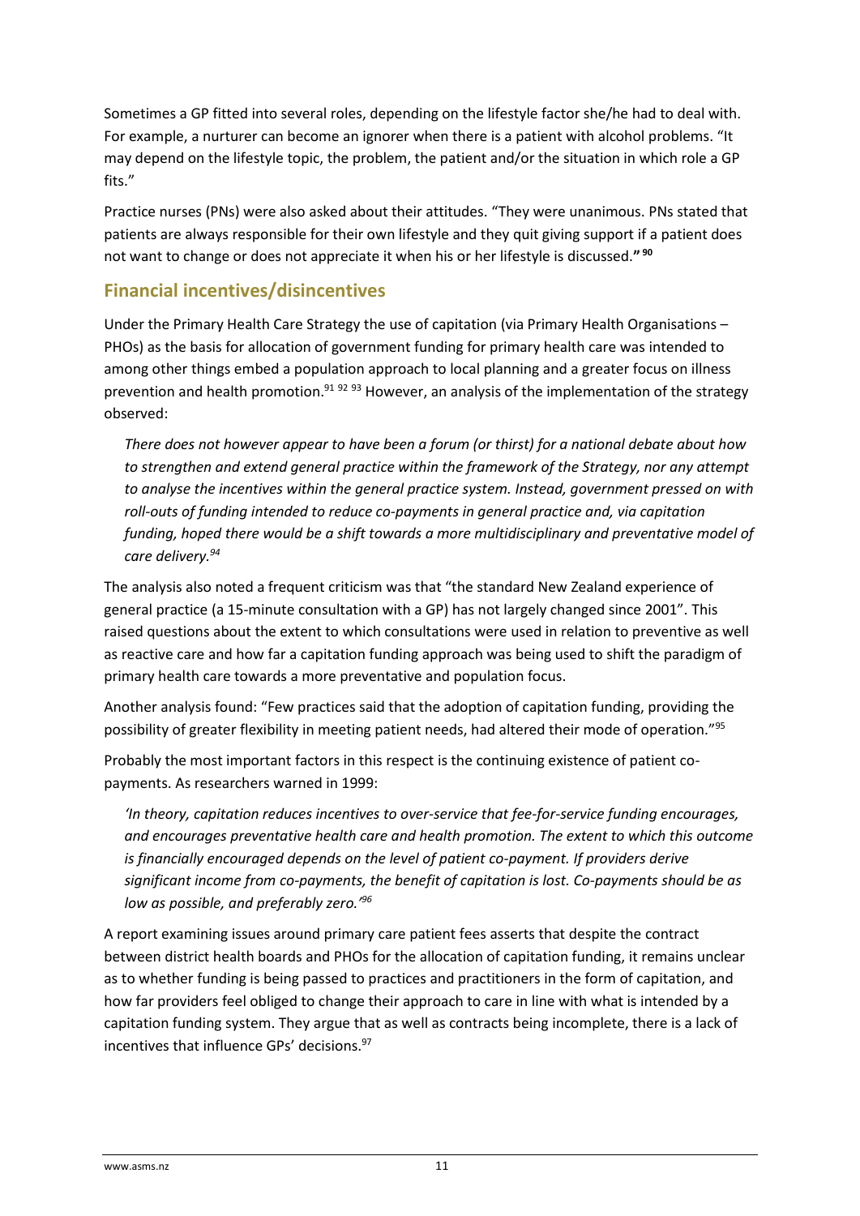Sometimes a GP fitted into several roles, depending on the lifestyle factor she/he had to deal with. For example, a nurturer can become an ignorer when there is a patient with alcohol problems. "It may depend on the lifestyle topic, the problem, the patient and/or the situation in which role a GP fits."

Practice nurses (PNs) were also asked about their attitudes. "They were unanimous. PNs stated that patients are always responsible for their own lifestyle and they quit giving support if a patient does not want to change or does not appreciate it when his or her lifestyle is discussed." [90]

## Financial incentives/disincentives

Under the Primary Health Care Strategy the use of capitation (via Primary Health Organisations – PHOs) as the basis for allocation of government funding for primary health care was intended to among other things embed a population approach to local planning and a greater focus on illness prevention and health promotion.[91 92 93] However, an analysis of the implementation of the strategy observed:

> *There does not however appear to have been a forum (or thirst) for a national debate about how to strengthen and extend general practice within the framework of the Strategy, nor any attempt to analyse the incentives within the general practice system. Instead, government pressed on with roll-outs of funding intended to reduce co-payments in general practice and, via capitation funding, hoped there would be a shift towards a more multidisciplinary and preventative model of care delivery.*[94]

The analysis also noted a frequent criticism was that "the standard New Zealand experience of general practice (a 15-minute consultation with a GP) has not largely changed since 2001". This raised questions about the extent to which consultations were used in relation to preventive as well as reactive care and how far a capitation funding approach was being used to shift the paradigm of primary health care towards a more preventative and population focus.

Another analysis found: "Few practices said that the adoption of capitation funding, providing the possibility of greater flexibility in meeting patient needs, had altered their mode of operation."[95]

Probably the most important factors in this respect is the continuing existence of patient co-payments. As researchers warned in 1999:

> *'In theory, capitation reduces incentives to over-service that fee-for-service funding encourages, and encourages preventative health care and health promotion. The extent to which this outcome is financially encouraged depends on the level of patient co-payment. If providers derive significant income from co-payments, the benefit of capitation is lost. Co-payments should be as low as possible, and preferably zero.'*[96]

A report examining issues around primary care patient fees asserts that despite the contract between district health boards and PHOs for the allocation of capitation funding, it remains unclear as to whether funding is being passed to practices and practitioners in the form of capitation, and how far providers feel obliged to change their approach to care in line with what is intended by a capitation funding system. They argue that as well as contracts being incomplete, there is a lack of incentives that influence GPs' decisions.[97]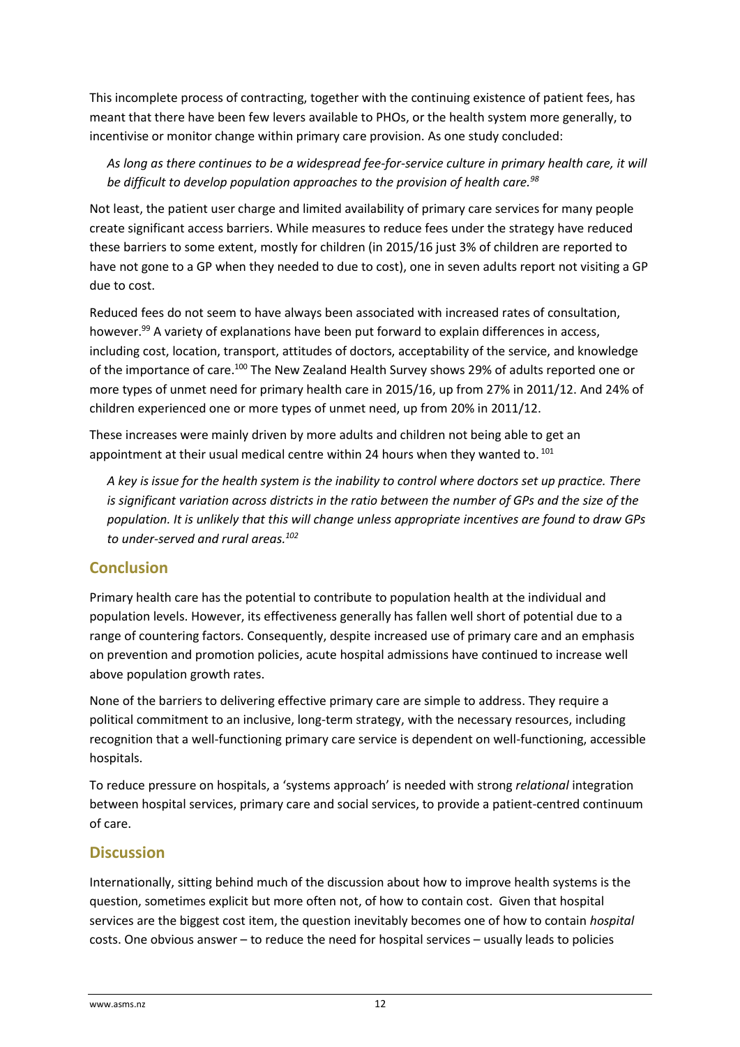This incomplete process of contracting, together with the continuing existence of patient fees, has meant that there have been few levers available to PHOs, or the health system more generally, to incentivise or monitor change within primary care provision. As one study concluded:

> *As long as there continues to be a widespread fee-for-service culture in primary health care, it will be difficult to develop population approaches to the provision of health care.*[98]

Not least, the patient user charge and limited availability of primary care services for many people create significant access barriers. While measures to reduce fees under the strategy have reduced these barriers to some extent, mostly for children (in 2015/16 just 3% of children are reported to have not gone to a GP when they needed to due to cost), one in seven adults report not visiting a GP due to cost.

Reduced fees do not seem to have always been associated with increased rates of consultation, however.[99] A variety of explanations have been put forward to explain differences in access, including cost, location, transport, attitudes of doctors, acceptability of the service, and knowledge of the importance of care.[100] The New Zealand Health Survey shows 29% of adults reported one or more types of unmet need for primary health care in 2015/16, up from 27% in 2011/12. And 24% of children experienced one or more types of unmet need, up from 20% in 2011/12.

These increases were mainly driven by more adults and children not being able to get an appointment at their usual medical centre within 24 hours when they wanted to.[101]

> *A key is issue for the health system is the inability to control where doctors set up practice. There is significant variation across districts in the ratio between the number of GPs and the size of the population. It is unlikely that this will change unless appropriate incentives are found to draw GPs to under-served and rural areas.*[102]

## Conclusion

Primary health care has the potential to contribute to population health at the individual and population levels. However, its effectiveness generally has fallen well short of potential due to a range of countering factors. Consequently, despite increased use of primary care and an emphasis on prevention and promotion policies, acute hospital admissions have continued to increase well above population growth rates.

None of the barriers to delivering effective primary care are simple to address. They require a political commitment to an inclusive, long-term strategy, with the necessary resources, including recognition that a well-functioning primary care service is dependent on well-functioning, accessible hospitals.

To reduce pressure on hospitals, a 'systems approach' is needed with strong *relational* integration between hospital services, primary care and social services, to provide a patient-centred continuum of care.

## Discussion

Internationally, sitting behind much of the discussion about how to improve health systems is the question, sometimes explicit but more often not, of how to contain cost. Given that hospital services are the biggest cost item, the question inevitably becomes one of how to contain *hospital* costs. One obvious answer – to reduce the need for hospital services – usually leads to policies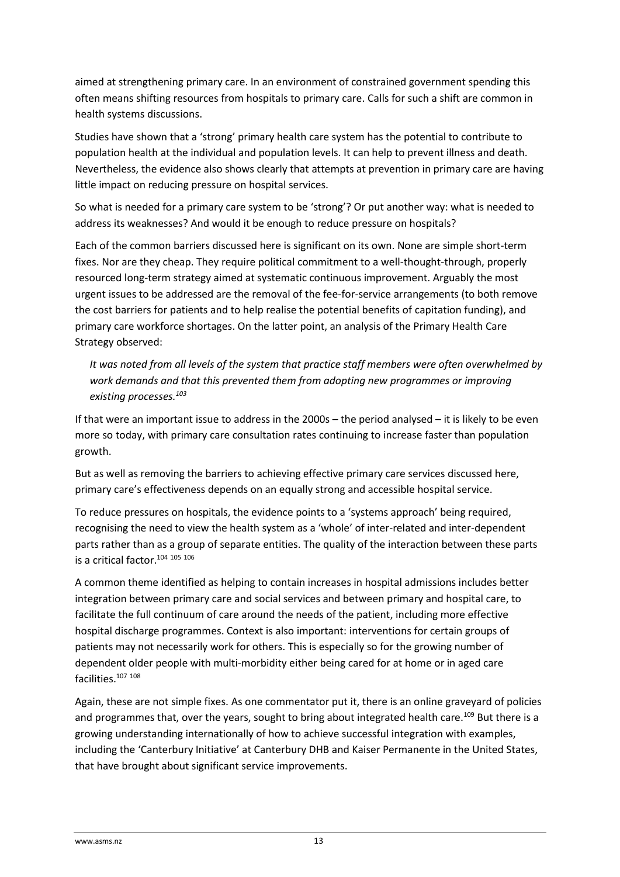aimed at strengthening primary care. In an environment of constrained government spending this often means shifting resources from hospitals to primary care. Calls for such a shift are common in health systems discussions.

Studies have shown that a 'strong' primary health care system has the potential to contribute to population health at the individual and population levels. It can help to prevent illness and death. Nevertheless, the evidence also shows clearly that attempts at prevention in primary care are having little impact on reducing pressure on hospital services.

So what is needed for a primary care system to be 'strong'? Or put another way: what is needed to address its weaknesses? And would it be enough to reduce pressure on hospitals?

Each of the common barriers discussed here is significant on its own. None are simple short-term fixes. Nor are they cheap. They require political commitment to a well-thought-through, properly resourced long-term strategy aimed at systematic continuous improvement. Arguably the most urgent issues to be addressed are the removal of the fee-for-service arrangements (to both remove the cost barriers for patients and to help realise the potential benefits of capitation funding), and primary care workforce shortages. On the latter point, an analysis of the Primary Health Care Strategy observed:

> *It was noted from all levels of the system that practice staff members were often overwhelmed by work demands and that this prevented them from adopting new programmes or improving existing processes.*[103]

If that were an important issue to address in the 2000s – the period analysed – it is likely to be even more so today, with primary care consultation rates continuing to increase faster than population growth.

But as well as removing the barriers to achieving effective primary care services discussed here, primary care's effectiveness depends on an equally strong and accessible hospital service.

To reduce pressures on hospitals, the evidence points to a 'systems approach' being required, recognising the need to view the health system as a 'whole' of inter-related and inter-dependent parts rather than as a group of separate entities. The quality of the interaction between these parts is a critical factor.[104] [105] [106]

A common theme identified as helping to contain increases in hospital admissions includes better integration between primary care and social services and between primary and hospital care, to facilitate the full continuum of care around the needs of the patient, including more effective hospital discharge programmes. Context is also important: interventions for certain groups of patients may not necessarily work for others. This is especially so for the growing number of dependent older people with multi-morbidity either being cared for at home or in aged care facilities.[107] [108]

Again, these are not simple fixes. As one commentator put it, there is an online graveyard of policies and programmes that, over the years, sought to bring about integrated health care.[109] But there is a growing understanding internationally of how to achieve successful integration with examples, including the 'Canterbury Initiative' at Canterbury DHB and Kaiser Permanente in the United States, that have brought about significant service improvements.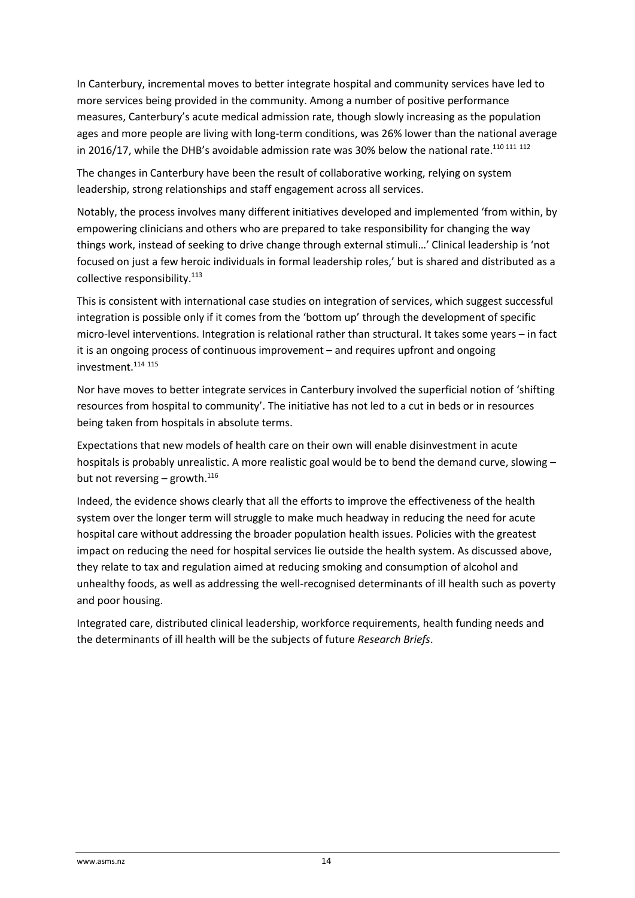In Canterbury, incremental moves to better integrate hospital and community services have led to more services being provided in the community. Among a number of positive performance measures, Canterbury's acute medical admission rate, though slowly increasing as the population ages and more people are living with long-term conditions, was 26% lower than the national average in 2016/17, while the DHB's avoidable admission rate was 30% below the national rate.[110 111 112]

The changes in Canterbury have been the result of collaborative working, relying on system leadership, strong relationships and staff engagement across all services.

Notably, the process involves many different initiatives developed and implemented 'from within, by empowering clinicians and others who are prepared to take responsibility for changing the way things work, instead of seeking to drive change through external stimuli…' Clinical leadership is 'not focused on just a few heroic individuals in formal leadership roles,' but is shared and distributed as a collective responsibility.[113]

This is consistent with international case studies on integration of services, which suggest successful integration is possible only if it comes from the 'bottom up' through the development of specific micro-level interventions. Integration is relational rather than structural. It takes some years – in fact it is an ongoing process of continuous improvement – and requires upfront and ongoing investment.[114 115]

Nor have moves to better integrate services in Canterbury involved the superficial notion of 'shifting resources from hospital to community'. The initiative has not led to a cut in beds or in resources being taken from hospitals in absolute terms.

Expectations that new models of health care on their own will enable disinvestment in acute hospitals is probably unrealistic. A more realistic goal would be to bend the demand curve, slowing – but not reversing – growth.[116]

Indeed, the evidence shows clearly that all the efforts to improve the effectiveness of the health system over the longer term will struggle to make much headway in reducing the need for acute hospital care without addressing the broader population health issues. Policies with the greatest impact on reducing the need for hospital services lie outside the health system. As discussed above, they relate to tax and regulation aimed at reducing smoking and consumption of alcohol and unhealthy foods, as well as addressing the well-recognised determinants of ill health such as poverty and poor housing.

Integrated care, distributed clinical leadership, workforce requirements, health funding needs and the determinants of ill health will be the subjects of future *Research Briefs*.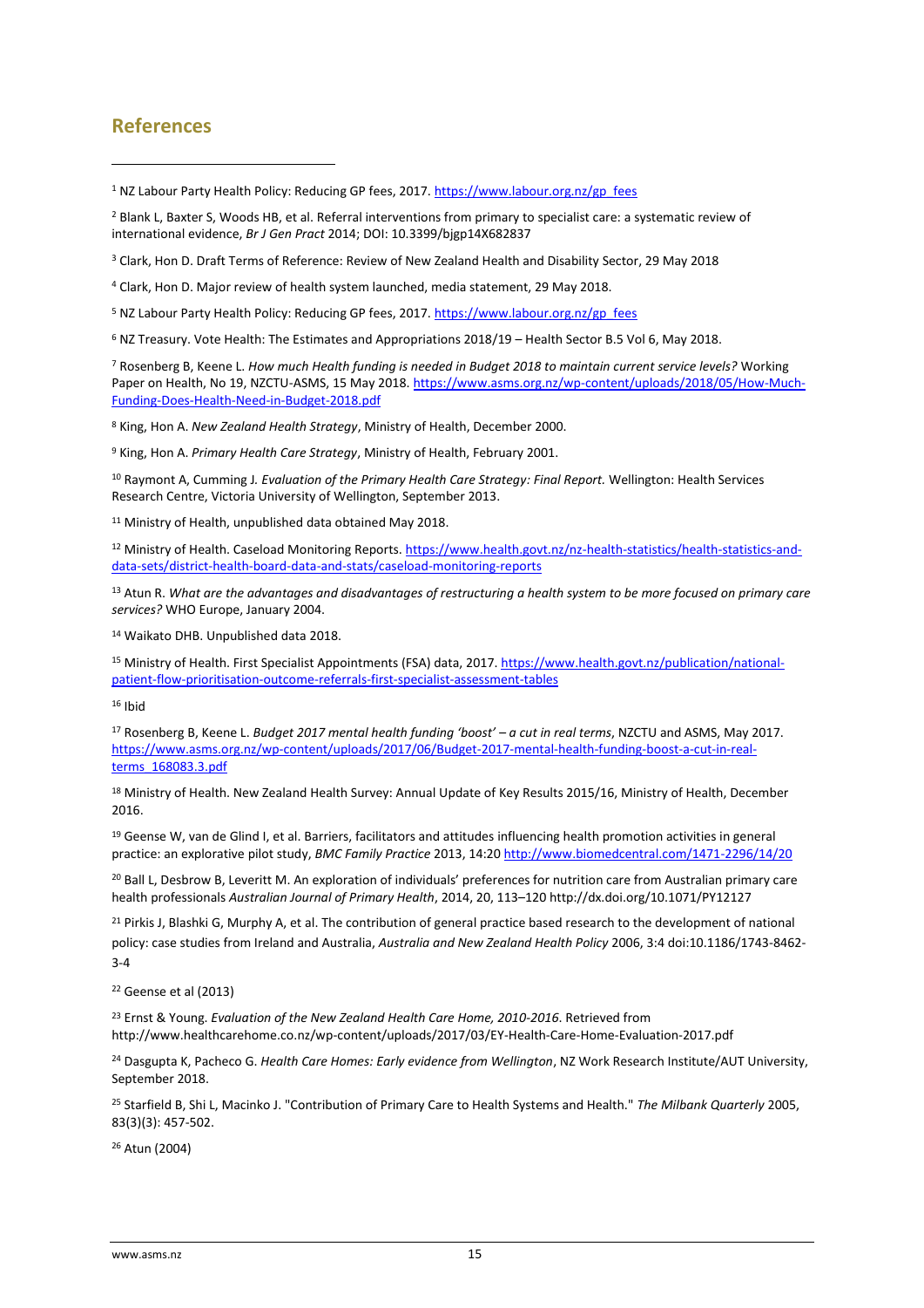## References

[1] NZ Labour Party Health Policy: Reducing GP fees, 2017. https://www.labour.org.nz/gp_fees

[2] Blank L, Baxter S, Woods HB, et al. Referral interventions from primary to specialist care: a systematic review of international evidence, *Br J Gen Pract* 2014; DOI: 10.3399/bjgp14X682837

[3] Clark, Hon D. Draft Terms of Reference: Review of New Zealand Health and Disability Sector, 29 May 2018

[4] Clark, Hon D. Major review of health system launched, media statement, 29 May 2018.

[5] NZ Labour Party Health Policy: Reducing GP fees, 2017. https://www.labour.org.nz/gp_fees

[6] NZ Treasury. Vote Health: The Estimates and Appropriations 2018/19 – Health Sector B.5 Vol 6, May 2018.

[7] Rosenberg B, Keene L. *How much Health funding is needed in Budget 2018 to maintain current service levels?* Working Paper on Health, No 19, NZCTU-ASMS, 15 May 2018. https://www.asms.org.nz/wp-content/uploads/2018/05/How-Much-Funding-Does-Health-Need-in-Budget-2018.pdf

[8] King, Hon A. *New Zealand Health Strategy*, Ministry of Health, December 2000.

[9] King, Hon A. *Primary Health Care Strategy*, Ministry of Health, February 2001.

[10] Raymont A, Cumming J. *Evaluation of the Primary Health Care Strategy: Final Report.* Wellington: Health Services Research Centre, Victoria University of Wellington, September 2013.

[11] Ministry of Health, unpublished data obtained May 2018.

[12] Ministry of Health. Caseload Monitoring Reports. https://www.health.govt.nz/nz-health-statistics/health-statistics-and-data-sets/district-health-board-data-and-stats/caseload-monitoring-reports

[13] Atun R. *What are the advantages and disadvantages of restructuring a health system to be more focused on primary care services?* WHO Europe, January 2004.

[14] Waikato DHB. Unpublished data 2018.

[15] Ministry of Health. First Specialist Appointments (FSA) data, 2017. https://www.health.govt.nz/publication/national-patient-flow-prioritisation-outcome-referrals-first-specialist-assessment-tables

[16] Ibid

[17] Rosenberg B, Keene L. *Budget 2017 mental health funding 'boost' – a cut in real terms*, NZCTU and ASMS, May 2017. https://www.asms.org.nz/wp-content/uploads/2017/06/Budget-2017-mental-health-funding-boost-a-cut-in-real-terms_168083.3.pdf

[18] Ministry of Health. New Zealand Health Survey: Annual Update of Key Results 2015/16, Ministry of Health, December 2016.

[19] Geense W, van de Glind I, et al. Barriers, facilitators and attitudes influencing health promotion activities in general practice: an explorative pilot study, *BMC Family Practice* 2013, 14:20 http://www.biomedcentral.com/1471-2296/14/20

[20] Ball L, Desbrow B, Leveritt M. An exploration of individuals' preferences for nutrition care from Australian primary care health professionals *Australian Journal of Primary Health*, 2014, 20, 113–120 http://dx.doi.org/10.1071/PY12127

[21] Pirkis J, Blashki G, Murphy A, et al. The contribution of general practice based research to the development of national policy: case studies from Ireland and Australia, *Australia and New Zealand Health Policy* 2006, 3:4 doi:10.1186/1743-8462-3-4

[22] Geense et al (2013)

[23] Ernst & Young. *Evaluation of the New Zealand Health Care Home, 2010-2016*. Retrieved from http://www.healthcarehome.co.nz/wp-content/uploads/2017/03/EY-Health-Care-Home-Evaluation-2017.pdf

[24] Dasgupta K, Pacheco G. *Health Care Homes: Early evidence from Wellington*, NZ Work Research Institute/AUT University, September 2018.

[25] Starfield B, Shi L, Macinko J. "Contribution of Primary Care to Health Systems and Health." *The Milbank Quarterly* 2005, 83(3)(3): 457-502.

[26] Atun (2004)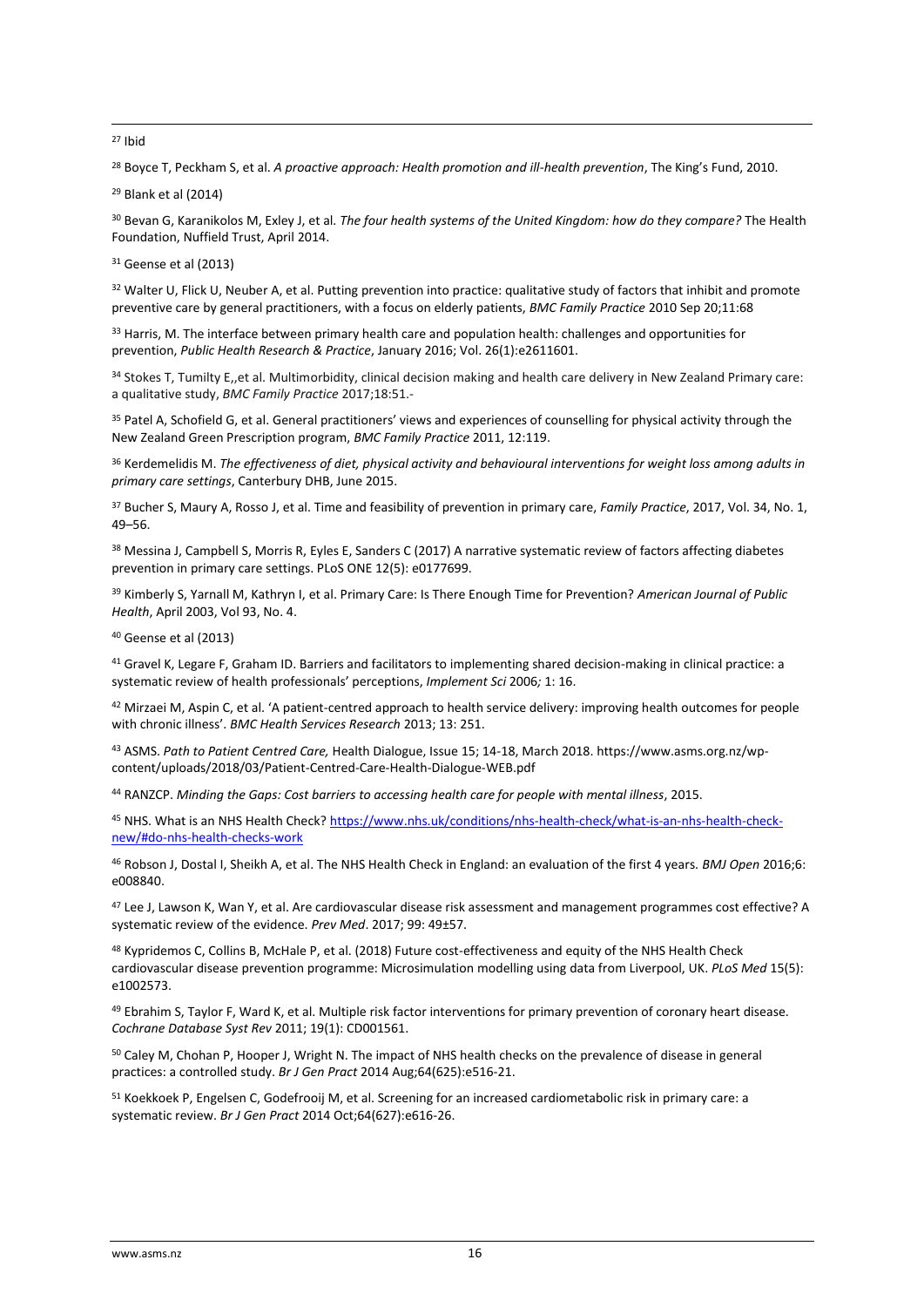[27] Ibid

[28] Boyce T, Peckham S, et al. *A proactive approach: Health promotion and ill-health prevention*, The King's Fund, 2010.

[29] Blank et al (2014)

[30] Bevan G, Karanikolos M, Exley J, et al. *The four health systems of the United Kingdom: how do they compare?* The Health Foundation, Nuffield Trust, April 2014.

[31] Geense et al (2013)

[32] Walter U, Flick U, Neuber A, et al. Putting prevention into practice: qualitative study of factors that inhibit and promote preventive care by general practitioners, with a focus on elderly patients, *BMC Family Practice* 2010 Sep 20;11:68

[33] Harris, M. The interface between primary health care and population health: challenges and opportunities for prevention, *Public Health Research & Practice*, January 2016; Vol. 26(1):e2611601.

[34] Stokes T, Tumilty E,,et al. Multimorbidity, clinical decision making and health care delivery in New Zealand Primary care: a qualitative study, *BMC Family Practice* 2017;18:51.-

[35] Patel A, Schofield G, et al. General practitioners' views and experiences of counselling for physical activity through the New Zealand Green Prescription program, *BMC Family Practice* 2011, 12:119.

[36] Kerdemelidis M. *The effectiveness of diet, physical activity and behavioural interventions for weight loss among adults in primary care settings*, Canterbury DHB, June 2015.

[37] Bucher S, Maury A, Rosso J, et al. Time and feasibility of prevention in primary care, *Family Practice*, 2017, Vol. 34, No. 1, 49–56.

[38] Messina J, Campbell S, Morris R, Eyles E, Sanders C (2017) A narrative systematic review of factors affecting diabetes prevention in primary care settings. PLoS ONE 12(5): e0177699.

[39] Kimberly S, Yarnall M, Kathryn I, et al. Primary Care: Is There Enough Time for Prevention? *American Journal of Public Health*, April 2003, Vol 93, No. 4.

[40] Geense et al (2013)

[41] Gravel K, Legare F, Graham ID. Barriers and facilitators to implementing shared decision-making in clinical practice: a systematic review of health professionals' perceptions, *Implement Sci* 2006*;* 1: 16.

[42] Mirzaei M, Aspin C, et al. 'A patient-centred approach to health service delivery: improving health outcomes for people with chronic illness'. *BMC Health Services Research* 2013; 13: 251.

[43] ASMS. *Path to Patient Centred Care,* Health Dialogue, Issue 15; 14-18, March 2018. https://www.asms.org.nz/wp-content/uploads/2018/03/Patient-Centred-Care-Health-Dialogue-WEB.pdf

[44] RANZCP. *Minding the Gaps: Cost barriers to accessing health care for people with mental illness*, 2015.

[45] NHS. What is an NHS Health Check? https://www.nhs.uk/conditions/nhs-health-check/what-is-an-nhs-health-check-new/#do-nhs-health-checks-work

[46] Robson J, Dostal I, Sheikh A, et al. The NHS Health Check in England: an evaluation of the first 4 years. *BMJ Open* 2016;6: e008840.

[47] Lee J, Lawson K, Wan Y, et al. Are cardiovascular disease risk assessment and management programmes cost effective? A systematic review of the evidence. *Prev Med*. 2017; 99: 49±57.

[48] Kypridemos C, Collins B, McHale P, et al. (2018) Future cost-effectiveness and equity of the NHS Health Check cardiovascular disease prevention programme: Microsimulation modelling using data from Liverpool, UK. *PLoS Med* 15(5): e1002573.

[49] Ebrahim S, Taylor F, Ward K, et al. Multiple risk factor interventions for primary prevention of coronary heart disease. *Cochrane Database Syst Rev* 2011; 19(1): CD001561.

[50] Caley M, Chohan P, Hooper J, Wright N. The impact of NHS health checks on the prevalence of disease in general practices: a controlled study. *Br J Gen Pract* 2014 Aug;64(625):e516-21.

[51] Koekkoek P, Engelsen C, Godefrooij M, et al. Screening for an increased cardiometabolic risk in primary care: a systematic review. *Br J Gen Pract* 2014 Oct;64(627):e616-26.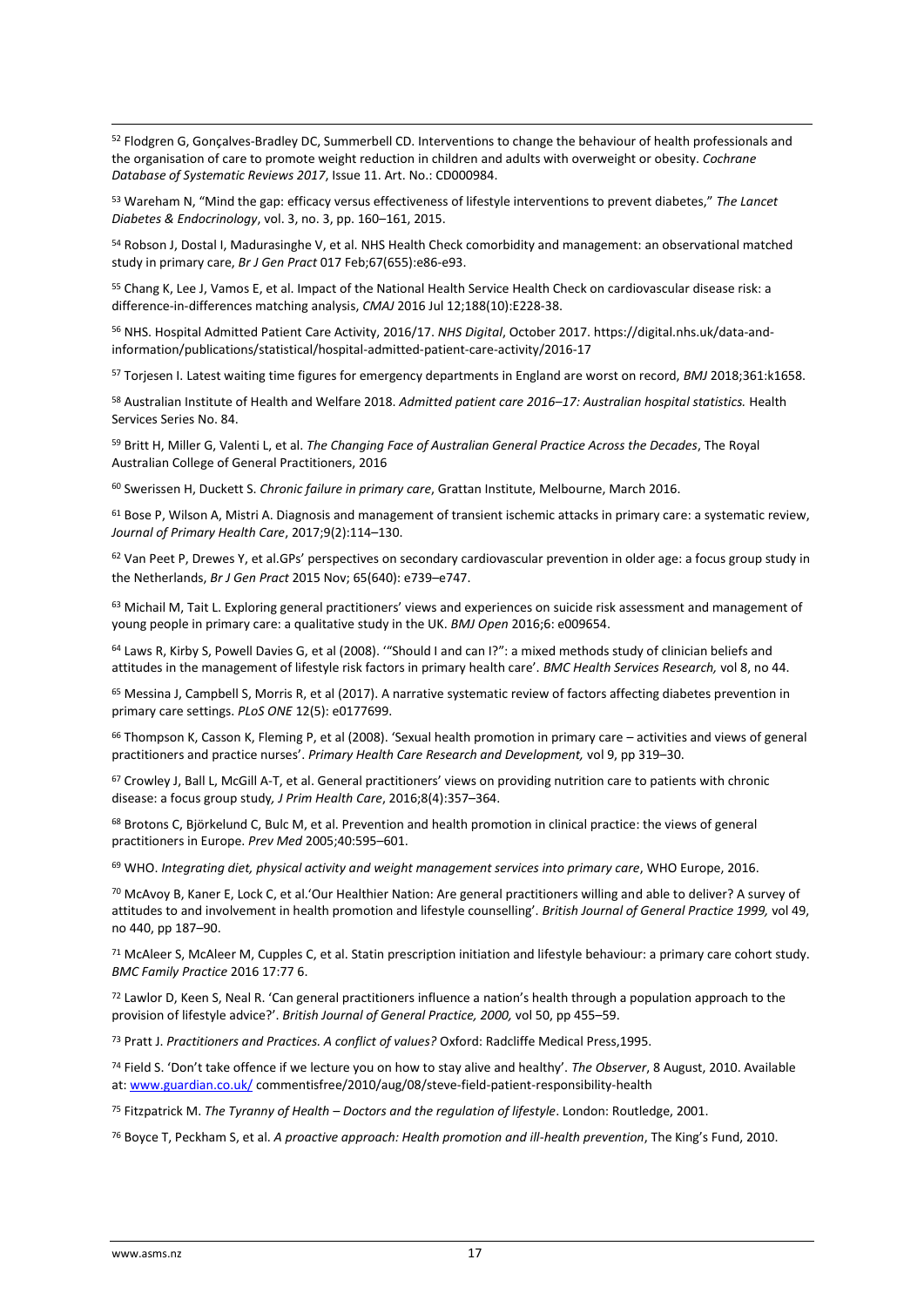[52] Flodgren G, Gonçalves-Bradley DC, Summerbell CD. Interventions to change the behaviour of health professionals and the organisation of care to promote weight reduction in children and adults with overweight or obesity. *Cochrane Database of Systematic Reviews 2017*, Issue 11. Art. No.: CD000984.

[53] Wareham N, "Mind the gap: efficacy versus effectiveness of lifestyle interventions to prevent diabetes," *The Lancet Diabetes & Endocrinology*, vol. 3, no. 3, pp. 160–161, 2015.

[54] Robson J, Dostal I, Madurasinghe V, et al. NHS Health Check comorbidity and management: an observational matched study in primary care, *Br J Gen Pract* 017 Feb;67(655):e86-e93.

[55] Chang K, Lee J, Vamos E, et al. Impact of the National Health Service Health Check on cardiovascular disease risk: a difference-in-differences matching analysis, *CMAJ* 2016 Jul 12;188(10):E228-38.

[56] NHS. Hospital Admitted Patient Care Activity, 2016/17. *NHS Digital*, October 2017. https://digital.nhs.uk/data-and-information/publications/statistical/hospital-admitted-patient-care-activity/2016-17

[57] Torjesen I. Latest waiting time figures for emergency departments in England are worst on record, *BMJ* 2018;361:k1658.

[58] Australian Institute of Health and Welfare 2018. *Admitted patient care 2016–17: Australian hospital statistics.* Health Services Series No. 84.

[59] Britt H, Miller G, Valenti L, et al. *The Changing Face of Australian General Practice Across the Decades*, The Royal Australian College of General Practitioners, 2016

[60] Swerissen H, Duckett S. *Chronic failure in primary care*, Grattan Institute, Melbourne, March 2016.

[61] Bose P, Wilson A, Mistri A. Diagnosis and management of transient ischemic attacks in primary care: a systematic review, *Journal of Primary Health Care*, 2017;9(2):114–130.

[62] Van Peet P, Drewes Y, et al.GPs' perspectives on secondary cardiovascular prevention in older age: a focus group study in the Netherlands, *Br J Gen Pract* 2015 Nov; 65(640): e739–e747.

[63] Michail M, Tait L. Exploring general practitioners' views and experiences on suicide risk assessment and management of young people in primary care: a qualitative study in the UK. *BMJ Open* 2016;6: e009654.

[64] Laws R, Kirby S, Powell Davies G, et al (2008). '"Should I and can I?": a mixed methods study of clinician beliefs and attitudes in the management of lifestyle risk factors in primary health care'. *BMC Health Services Research,* vol 8, no 44.

[65] Messina J, Campbell S, Morris R, et al (2017). A narrative systematic review of factors affecting diabetes prevention in primary care settings. *PLoS ONE* 12(5): e0177699.

[66] Thompson K, Casson K, Fleming P, et al (2008). 'Sexual health promotion in primary care – activities and views of general practitioners and practice nurses'. *Primary Health Care Research and Development,* vol 9, pp 319–30.

[67] Crowley J, Ball L, McGill A-T, et al. General practitioners' views on providing nutrition care to patients with chronic disease: a focus group study*, J Prim Health Care*, 2016;8(4):357–364.

[68] Brotons C, Björkelund C, Bulc M, et al. Prevention and health promotion in clinical practice: the views of general practitioners in Europe. *Prev Med* 2005;40:595–601.

[69] WHO. *Integrating diet, physical activity and weight management services into primary care*, WHO Europe, 2016.

[70] McAvoy B, Kaner E, Lock C, et al.'Our Healthier Nation: Are general practitioners willing and able to deliver? A survey of attitudes to and involvement in health promotion and lifestyle counselling'. *British Journal of General Practice 1999,* vol 49, no 440, pp 187–90.

[71] McAleer S, McAleer M, Cupples C, et al. Statin prescription initiation and lifestyle behaviour: a primary care cohort study. *BMC Family Practice* 2016 17:77 6.

[72] Lawlor D, Keen S, Neal R. 'Can general practitioners influence a nation's health through a population approach to the provision of lifestyle advice?'. *British Journal of General Practice, 2000,* vol 50, pp 455–59.

[73] Pratt J. *Practitioners and Practices. A conflict of values?* Oxford: Radcliffe Medical Press,1995.

[74] Field S. 'Don't take offence if we lecture you on how to stay alive and healthy'. *The Observer*, 8 August, 2010. Available at: www.guardian.co.uk/ commentisfree/2010/aug/08/steve-field-patient-responsibility-health

[75] Fitzpatrick M. *The Tyranny of Health – Doctors and the regulation of lifestyle*. London: Routledge, 2001.

[76] Boyce T, Peckham S, et al. *A proactive approach: Health promotion and ill-health prevention*, The King's Fund, 2010.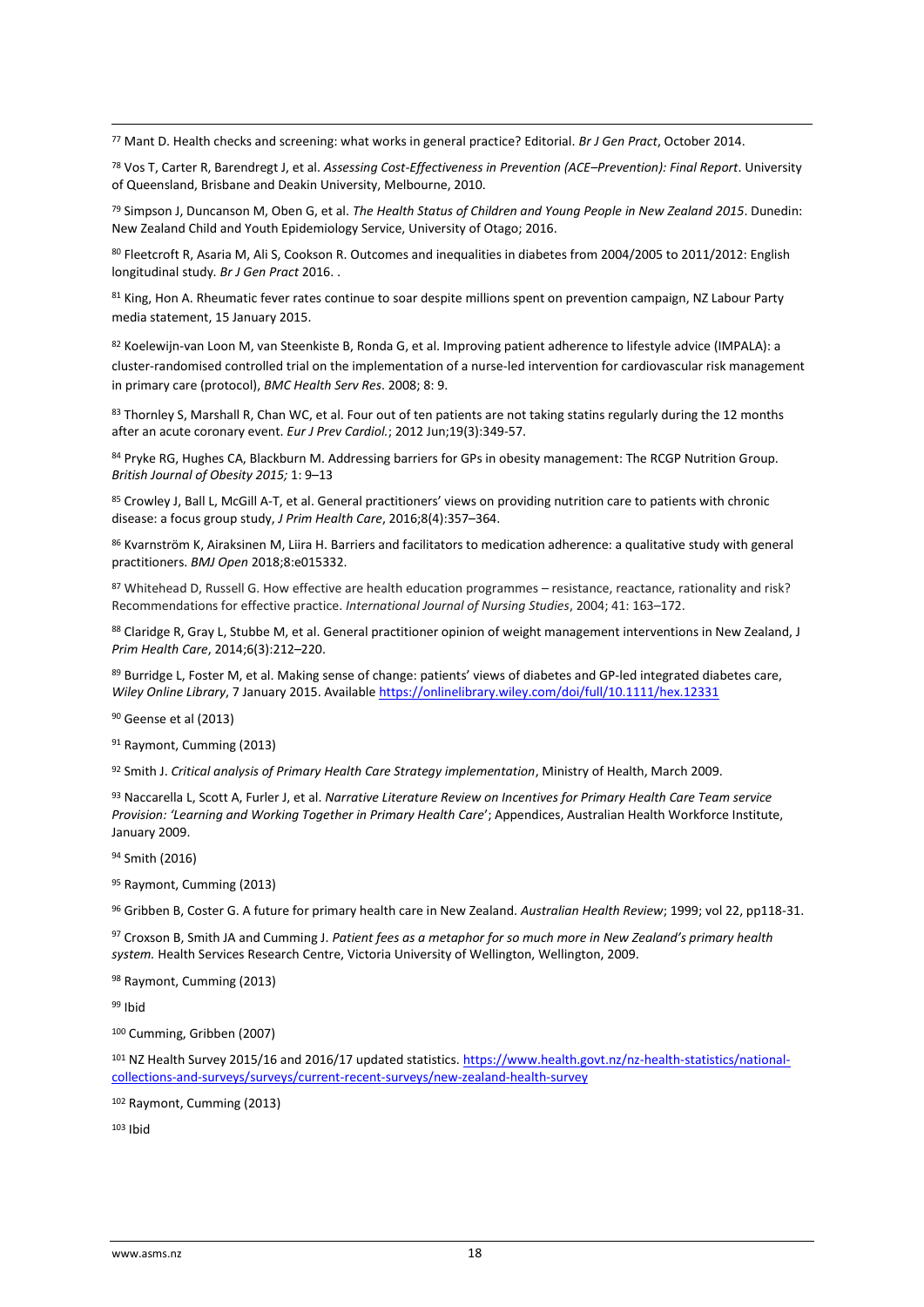[77] Mant D. Health checks and screening: what works in general practice? Editorial. *Br J Gen Pract*, October 2014.

[78] Vos T, Carter R, Barendregt J, et al. *Assessing Cost-Effectiveness in Prevention (ACE–Prevention): Final Report*. University of Queensland, Brisbane and Deakin University, Melbourne, 2010.

[79] Simpson J, Duncanson M, Oben G, et al. *The Health Status of Children and Young People in New Zealand 2015*. Dunedin: New Zealand Child and Youth Epidemiology Service, University of Otago; 2016.

[80] Fleetcroft R, Asaria M, Ali S, Cookson R. Outcomes and inequalities in diabetes from 2004/2005 to 2011/2012: English longitudinal study. *Br J Gen Pract* 2016. .

[81] King, Hon A. Rheumatic fever rates continue to soar despite millions spent on prevention campaign, NZ Labour Party media statement, 15 January 2015.

[82] Koelewijn-van Loon M, van Steenkiste B, Ronda G, et al. Improving patient adherence to lifestyle advice (IMPALA): a cluster-randomised controlled trial on the implementation of a nurse-led intervention for cardiovascular risk management in primary care (protocol), *BMC Health Serv Res*. 2008; 8: 9.

[83] Thornley S, Marshall R, Chan WC, et al. Four out of ten patients are not taking statins regularly during the 12 months after an acute coronary event. *Eur J Prev Cardiol.*; 2012 Jun;19(3):349-57.

[84] Pryke RG, Hughes CA, Blackburn M. Addressing barriers for GPs in obesity management: The RCGP Nutrition Group. *British Journal of Obesity 2015;* 1: 9–13

[85] Crowley J, Ball L, McGill A-T, et al. General practitioners' views on providing nutrition care to patients with chronic disease: a focus group study, *J Prim Health Care*, 2016;8(4):357–364.

[86] Kvarnström K, Airaksinen M, Liira H. Barriers and facilitators to medication adherence: a qualitative study with general practitioners. *BMJ Open* 2018;8:e015332.

[87] Whitehead D, Russell G. How effective are health education programmes – resistance, reactance, rationality and risk? Recommendations for effective practice. *International Journal of Nursing Studies*, 2004; 41: 163–172.

[88] Claridge R, Gray L, Stubbe M, et al. General practitioner opinion of weight management interventions in New Zealand, J *Prim Health Care*, 2014;6(3):212–220.

[89] Burridge L, Foster M, et al. Making sense of change: patients' views of diabetes and GP-led integrated diabetes care, *Wiley Online Library*, 7 January 2015. Available https://onlinelibrary.wiley.com/doi/full/10.1111/hex.12331

[90] Geense et al (2013)

[91] Raymont, Cumming (2013)

[92] Smith J. *Critical analysis of Primary Health Care Strategy implementation*, Ministry of Health, March 2009.

[93] Naccarella L, Scott A, Furler J, et al. *Narrative Literature Review on Incentives for Primary Health Care Team service Provision: 'Learning and Working Together in Primary Health Care'*; Appendices, Australian Health Workforce Institute, January 2009.

[94] Smith (2016)

[95] Raymont, Cumming (2013)

[96] Gribben B, Coster G. A future for primary health care in New Zealand. *Australian Health Review*; 1999; vol 22, pp118-31.

[97] Croxson B, Smith JA and Cumming J. *Patient fees as a metaphor for so much more in New Zealand's primary health system.* Health Services Research Centre, Victoria University of Wellington, Wellington, 2009.

[98] Raymont, Cumming (2013)

[99] Ibid

[100] Cumming, Gribben (2007)

[101] NZ Health Survey 2015/16 and 2016/17 updated statistics. https://www.health.govt.nz/nz-health-statistics/national-collections-and-surveys/surveys/current-recent-surveys/new-zealand-health-survey

[102] Raymont, Cumming (2013)

[103] Ibid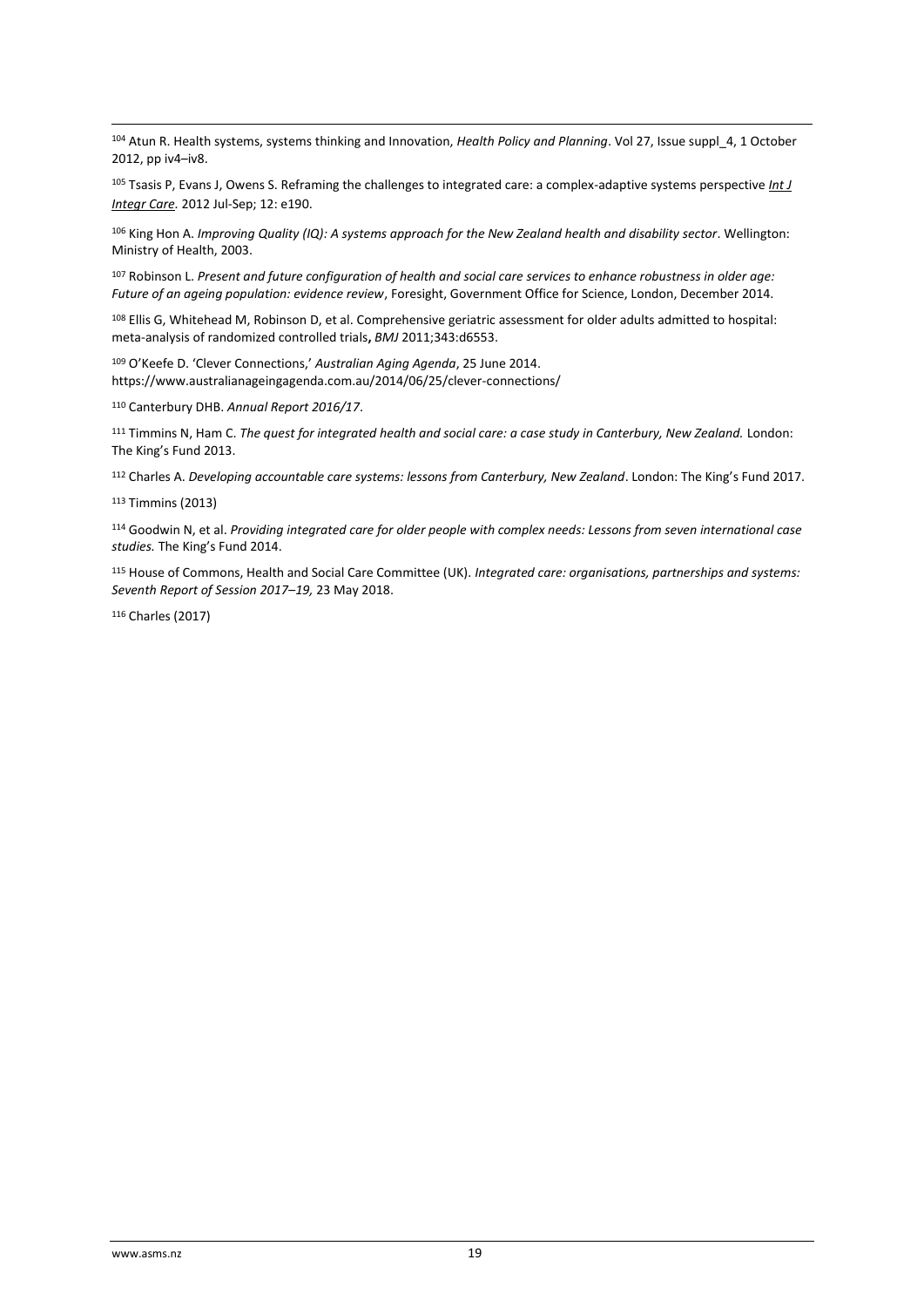[104] Atun R. Health systems, systems thinking and Innovation, *Health Policy and Planning*. Vol 27, Issue suppl_4, 1 October 2012, pp iv4–iv8.

[105] Tsasis P, Evans J, Owens S. Reframing the challenges to integrated care: a complex-adaptive systems perspective *Int J Integr Care.* 2012 Jul-Sep; 12: e190.

[106] King Hon A. *Improving Quality (IQ): A systems approach for the New Zealand health and disability sector*. Wellington: Ministry of Health, 2003.

[107] Robinson L. *Present and future configuration of health and social care services to enhance robustness in older age: Future of an ageing population: evidence review*, Foresight, Government Office for Science, London, December 2014.

[108] Ellis G, Whitehead M, Robinson D, et al. Comprehensive geriatric assessment for older adults admitted to hospital: meta-analysis of randomized controlled trials**,** *BMJ* 2011;343:d6553.

[109] O'Keefe D. 'Clever Connections,' *Australian Aging Agenda*, 25 June 2014. https://www.australianageingagenda.com.au/2014/06/25/clever-connections/

[110] Canterbury DHB. *Annual Report 2016/17*.

[111] Timmins N, Ham C. *The quest for integrated health and social care: a case study in Canterbury, New Zealand.* London: The King's Fund 2013.

[112] Charles A. *Developing accountable care systems: lessons from Canterbury, New Zealand*. London: The King's Fund 2017.

[113] Timmins (2013)

[114] Goodwin N, et al. *Providing integrated care for older people with complex needs: Lessons from seven international case studies.* The King's Fund 2014.

[115] House of Commons, Health and Social Care Committee (UK). *Integrated care: organisations, partnerships and systems: Seventh Report of Session 2017–19,* 23 May 2018.

[116] Charles (2017)